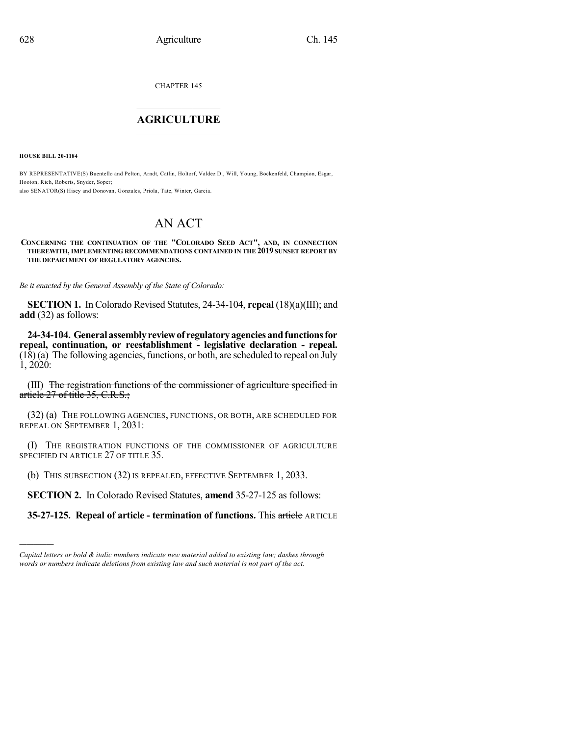CHAPTER 145

# AGRICULTURE

**HOUSE BILL 20-1184**

BY REPRESENTATIVE(S) Buentello and Pelton, Arndt, Catlin, Holtorf, Valdez D., Will, Young, Bockenfeld, Champion, Esgar, Hooton, Rich, Roberts, Snyder, Soper;
also SENATOR(S) Hisey and Donovan, Gonzales, Priola, Tate, Winter, Garcia.

# AN ACT

**CONCERNING THE CONTINUATION OF THE "COLORADO SEED ACT", AND, IN CONNECTION THEREWITH, IMPLEMENTING RECOMMENDATIONS CONTAINED IN THE 2019 SUNSET REPORT BY THE DEPARTMENT OF REGULATORY AGENCIES.**

*Be it enacted by the General Assembly of the State of Colorado:*

**SECTION 1.** In Colorado Revised Statutes, 24-34-104, **repeal** (18)(a)(III); and **add** (32) as follows:

**24-34-104. General assembly review of regulatory agencies and functions for repeal, continuation, or reestablishment - legislative declaration - repeal.** (18) (a) The following agencies, functions, or both, are scheduled to repeal on July 1, 2020:

(III) ~~The registration functions of the commissioner of agriculture specified in article 27 of title 35, C.R.S.;~~

(32) (a) THE FOLLOWING AGENCIES, FUNCTIONS, OR BOTH, ARE SCHEDULED FOR REPEAL ON SEPTEMBER 1, 2031:

(I) THE REGISTRATION FUNCTIONS OF THE COMMISSIONER OF AGRICULTURE SPECIFIED IN ARTICLE 27 OF TITLE 35.

(b) THIS SUBSECTION (32) IS REPEALED, EFFECTIVE SEPTEMBER 1, 2033.

**SECTION 2.** In Colorado Revised Statutes, **amend** 35-27-125 as follows:

**35-27-125. Repeal of article - termination of functions.** This ~~article~~ ARTICLE

---

*Capital letters or bold & italic numbers indicate new material added to existing law; dashes through words or numbers indicate deletions from existing law and such material is not part of the act.*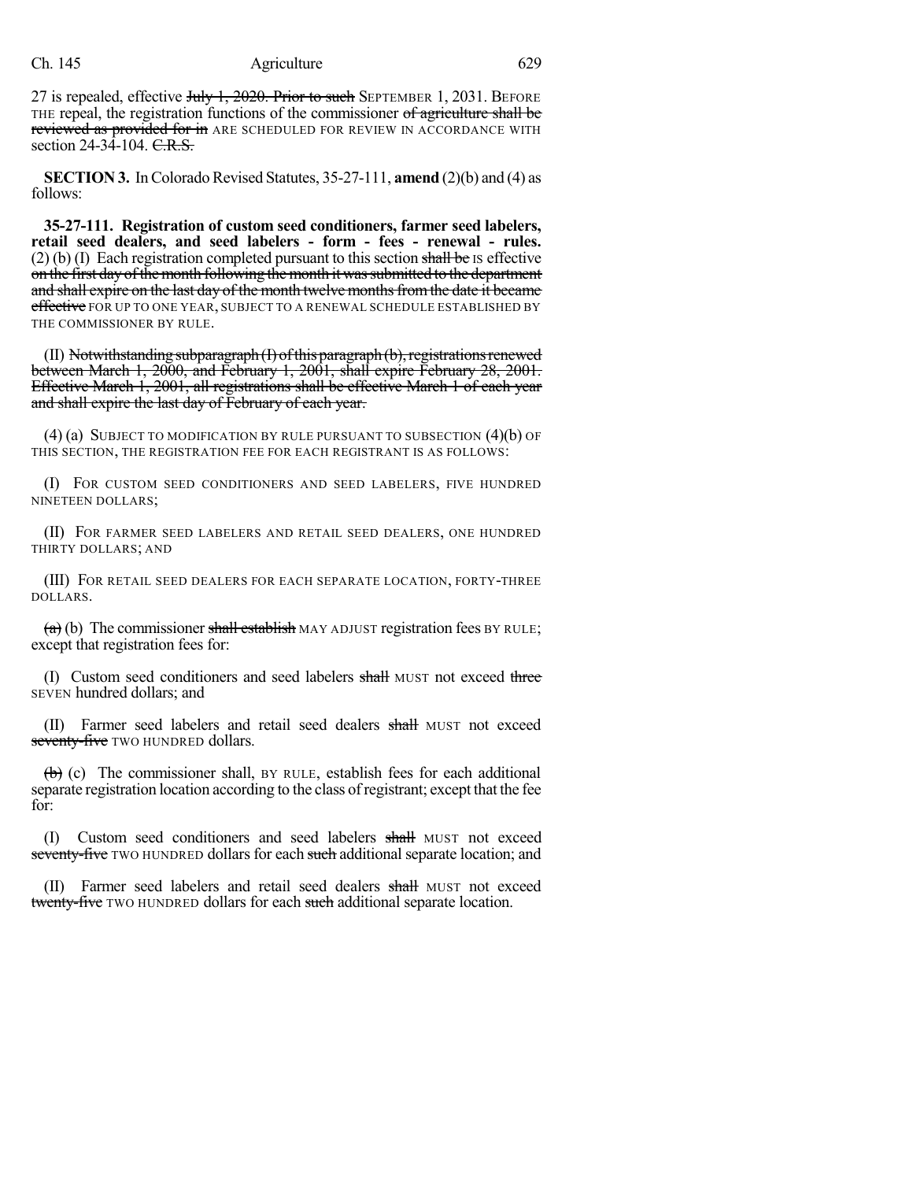27 is repealed, effective ~~July 1, 2020. Prior to such~~ SEPTEMBER 1, 2031. BEFORE THE repeal, the registration functions of the commissioner ~~of agriculture shall be reviewed as provided for in~~ ARE SCHEDULED FOR REVIEW IN ACCORDANCE WITH section 24-34-104. ~~C.R.S.~~

**SECTION 3.** In Colorado Revised Statutes, 35-27-111, **amend** (2)(b) and (4) as follows:

**35-27-111. Registration of custom seed conditioners, farmer seed labelers, retail seed dealers, and seed labelers - form - fees - renewal - rules.** (2) (b) (I) Each registration completed pursuant to this section ~~shall be~~ IS effective ~~on the first day of the month following the month it was submitted to the department and shall expire on the last day of the month twelve months from the date it became effective~~ FOR UP TO ONE YEAR, SUBJECT TO A RENEWAL SCHEDULE ESTABLISHED BY THE COMMISSIONER BY RULE.

(II) ~~Notwithstanding subparagraph (I) of this paragraph (b), registrations renewed between March 1, 2000, and February 1, 2001, shall expire February 28, 2001. Effective March 1, 2001, all registrations shall be effective March 1 of each year and shall expire the last day of February of each year.~~

(4) (a) SUBJECT TO MODIFICATION BY RULE PURSUANT TO SUBSECTION (4)(b) OF THIS SECTION, THE REGISTRATION FEE FOR EACH REGISTRANT IS AS FOLLOWS:

(I) FOR CUSTOM SEED CONDITIONERS AND SEED LABELERS, FIVE HUNDRED NINETEEN DOLLARS;

(II) FOR FARMER SEED LABELERS AND RETAIL SEED DEALERS, ONE HUNDRED THIRTY DOLLARS; AND

(III) FOR RETAIL SEED DEALERS FOR EACH SEPARATE LOCATION, FORTY-THREE DOLLARS.

~~(a)~~ (b) The commissioner ~~shall establish~~ MAY ADJUST registration fees BY RULE; except that registration fees for:

(I) Custom seed conditioners and seed labelers ~~shall~~ MUST not exceed ~~three~~ SEVEN hundred dollars; and

(II) Farmer seed labelers and retail seed dealers ~~shall~~ MUST not exceed ~~seventy-five~~ TWO HUNDRED dollars.

~~(b)~~ (c) The commissioner shall, BY RULE, establish fees for each additional separate registration location according to the class of registrant; except that the fee for:

(I) Custom seed conditioners and seed labelers ~~shall~~ MUST not exceed ~~seventy-five~~ TWO HUNDRED dollars for each ~~such~~ additional separate location; and

(II) Farmer seed labelers and retail seed dealers ~~shall~~ MUST not exceed ~~twenty-five~~ TWO HUNDRED dollars for each ~~such~~ additional separate location.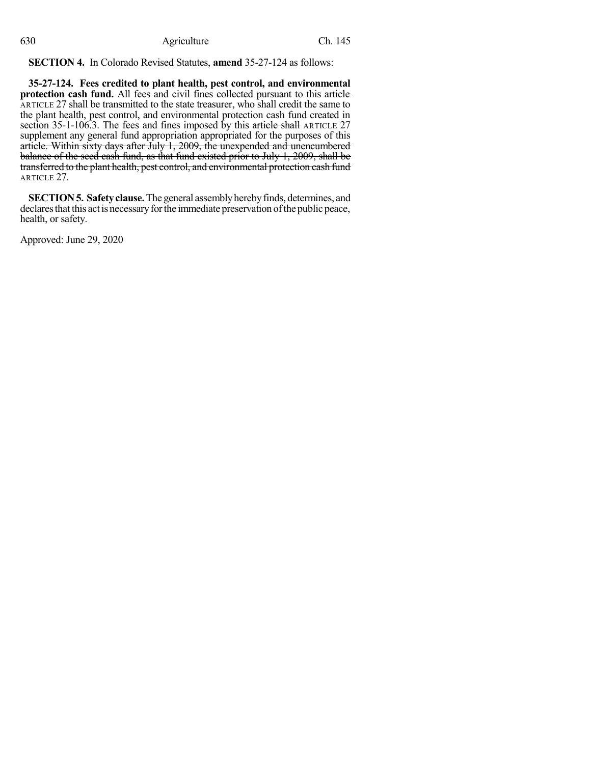**SECTION 4.** In Colorado Revised Statutes, **amend** 35-27-124 as follows:

**35-27-124. Fees credited to plant health, pest control, and environmental protection cash fund.** All fees and civil fines collected pursuant to this ~~article~~ ARTICLE 27 shall be transmitted to the state treasurer, who shall credit the same to the plant health, pest control, and environmental protection cash fund created in section 35-1-106.3. The fees and fines imposed by this ~~article shall~~ ARTICLE 27 supplement any general fund appropriation appropriated for the purposes of this ~~article. Within sixty days after July 1, 2009, the unexpended and unencumbered balance of the seed cash fund, as that fund existed prior to July 1, 2009, shall be transferred to the plant health, pest control, and environmental protection cash fund~~ ARTICLE 27.

**SECTION 5. Safety clause.** The general assembly hereby finds, determines, and declares that this act is necessary for the immediate preservation of the public peace, health, or safety.

Approved: June 29, 2020